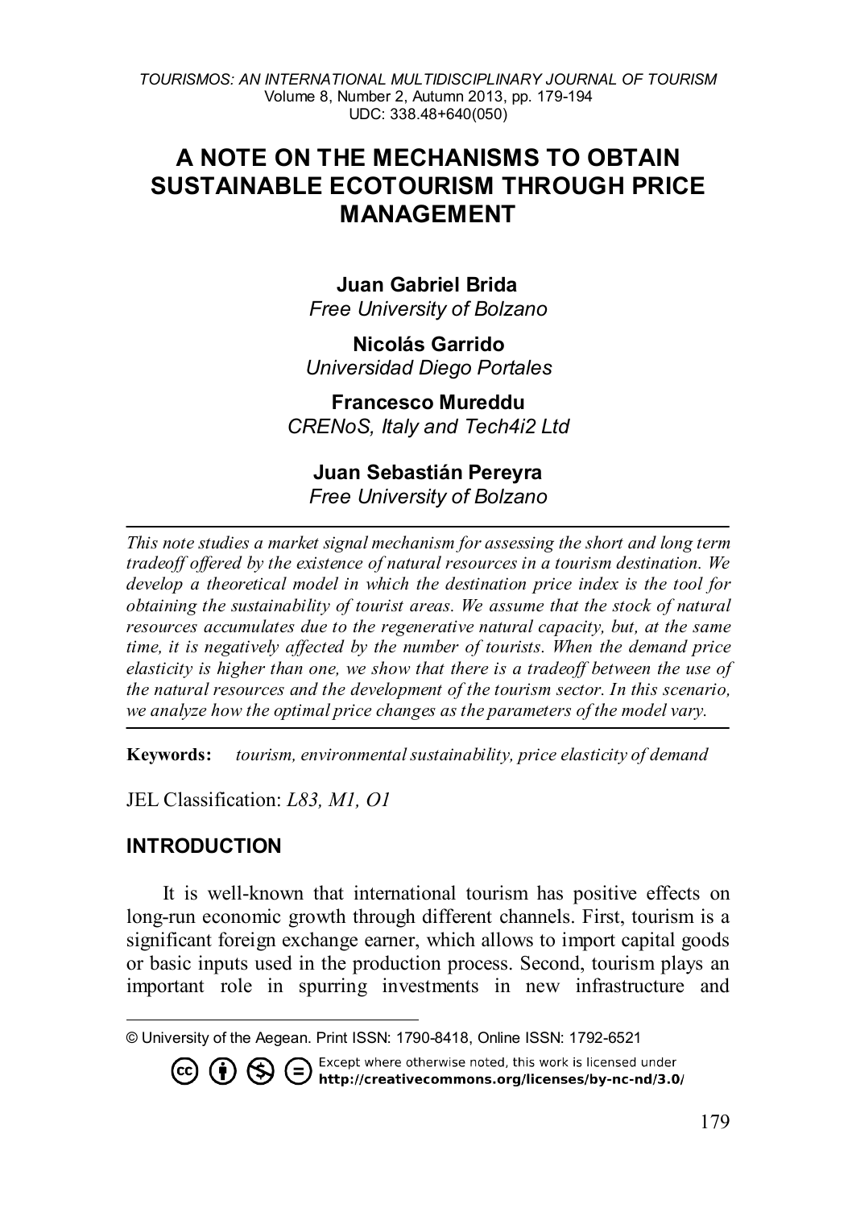# A NOTE ON THE MECHANISMS TO OBTAIN SUSTAINABLE ECOTOURISM THROUGH PRICE MANAGEMENT

**Juan Gabriel Brida**
*Free University of Bolzano*

**Nicolás Garrido**
*Universidad Diego Portales*

**Francesco Mureddu**
*CRENoS, Italy and Tech4i2 Ltd*

**Juan Sebastián Pereyra**
*Free University of Bolzano*

---

*This note studies a market signal mechanism for assessing the short and long term tradeoff offered by the existence of natural resources in a tourism destination. We develop a theoretical model in which the destination price index is the tool for obtaining the sustainability of tourist areas. We assume that the stock of natural resources accumulates due to the regenerative natural capacity, but, at the same time, it is negatively affected by the number of tourists. When the demand price elasticity is higher than one, we show that there is a tradeoff between the use of the natural resources and the development of the tourism sector. In this scenario, we analyze how the optimal price changes as the parameters of the model vary.*

---

**Keywords:** *tourism, environmental sustainability, price elasticity of demand*

JEL Classification: *L83, M1, O1*

## INTRODUCTION

It is well-known that international tourism has positive effects on long-run economic growth through different channels. First, tourism is a significant foreign exchange earner, which allows to import capital goods or basic inputs used in the production process. Second, tourism plays an important role in spurring investments in new infrastructure and

---

© University of the Aegean. Print ISSN: 1790-8418, Online ISSN: 1792-6521

Except where otherwise noted, this work is licensed under http://creativecommons.org/licenses/by-nc-nd/3.0/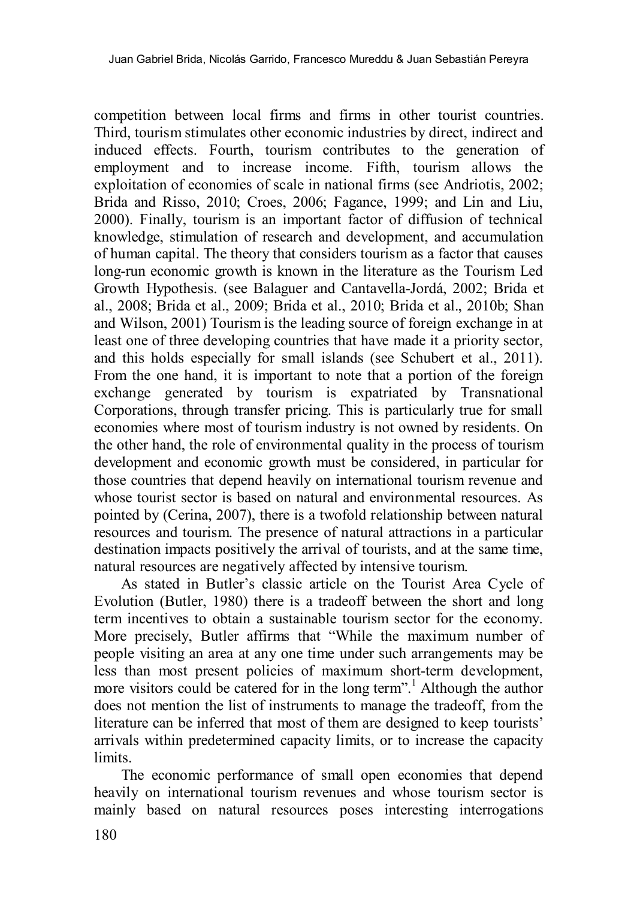competition between local firms and firms in other tourist countries. Third, tourism stimulates other economic industries by direct, indirect and induced effects. Fourth, tourism contributes to the generation of employment and to increase income. Fifth, tourism allows the exploitation of economies of scale in national firms (see Andriotis, 2002; Brida and Risso, 2010; Croes, 2006; Fagance, 1999; and Lin and Liu, 2000). Finally, tourism is an important factor of diffusion of technical knowledge, stimulation of research and development, and accumulation of human capital. The theory that considers tourism as a factor that causes long-run economic growth is known in the literature as the Tourism Led Growth Hypothesis. (see Balaguer and Cantavella-Jordá, 2002; Brida et al., 2008; Brida et al., 2009; Brida et al., 2010; Brida et al., 2010b; Shan and Wilson, 2001) Tourism is the leading source of foreign exchange in at least one of three developing countries that have made it a priority sector, and this holds especially for small islands (see Schubert et al., 2011). From the one hand, it is important to note that a portion of the foreign exchange generated by tourism is expatriated by Transnational Corporations, through transfer pricing. This is particularly true for small economies where most of tourism industry is not owned by residents. On the other hand, the role of environmental quality in the process of tourism development and economic growth must be considered, in particular for those countries that depend heavily on international tourism revenue and whose tourist sector is based on natural and environmental resources. As pointed by (Cerina, 2007), there is a twofold relationship between natural resources and tourism. The presence of natural attractions in a particular destination impacts positively the arrival of tourists, and at the same time, natural resources are negatively affected by intensive tourism.

As stated in Butler's classic article on the Tourist Area Cycle of Evolution (Butler, 1980) there is a tradeoff between the short and long term incentives to obtain a sustainable tourism sector for the economy. More precisely, Butler affirms that "While the maximum number of people visiting an area at any one time under such arrangements may be less than most present policies of maximum short-term development, more visitors could be catered for in the long term".[1] Although the author does not mention the list of instruments to manage the tradeoff, from the literature can be inferred that most of them are designed to keep tourists' arrivals within predetermined capacity limits, or to increase the capacity limits.

The economic performance of small open economies that depend heavily on international tourism revenues and whose tourism sector is mainly based on natural resources poses interesting interrogations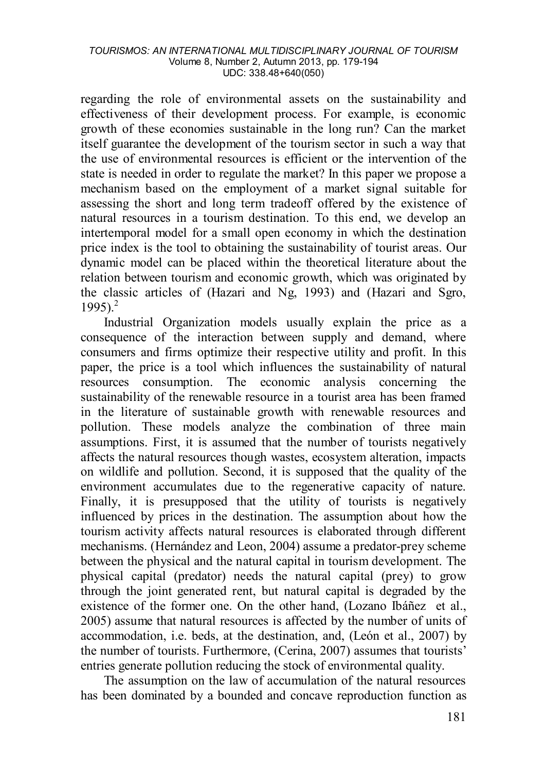regarding the role of environmental assets on the sustainability and effectiveness of their development process. For example, is economic growth of these economies sustainable in the long run? Can the market itself guarantee the development of the tourism sector in such a way that the use of environmental resources is efficient or the intervention of the state is needed in order to regulate the market? In this paper we propose a mechanism based on the employment of a market signal suitable for assessing the short and long term tradeoff offered by the existence of natural resources in a tourism destination. To this end, we develop an intertemporal model for a small open economy in which the destination price index is the tool to obtaining the sustainability of tourist areas. Our dynamic model can be placed within the theoretical literature about the relation between tourism and economic growth, which was originated by the classic articles of (Hazari and Ng, 1993) and (Hazari and Sgro, 1995).[2]

Industrial Organization models usually explain the price as a consequence of the interaction between supply and demand, where consumers and firms optimize their respective utility and profit. In this paper, the price is a tool which influences the sustainability of natural resources consumption. The economic analysis concerning the sustainability of the renewable resource in a tourist area has been framed in the literature of sustainable growth with renewable resources and pollution. These models analyze the combination of three main assumptions. First, it is assumed that the number of tourists negatively affects the natural resources though wastes, ecosystem alteration, impacts on wildlife and pollution. Second, it is supposed that the quality of the environment accumulates due to the regenerative capacity of nature. Finally, it is presupposed that the utility of tourists is negatively influenced by prices in the destination. The assumption about how the tourism activity affects natural resources is elaborated through different mechanisms. (Hernández and Leon, 2004) assume a predator-prey scheme between the physical and the natural capital in tourism development. The physical capital (predator) needs the natural capital (prey) to grow through the joint generated rent, but natural capital is degraded by the existence of the former one. On the other hand, (Lozano Ibáñez et al., 2005) assume that natural resources is affected by the number of units of accommodation, i.e. beds, at the destination, and, (León et al., 2007) by the number of tourists. Furthermore, (Cerina, 2007) assumes that tourists' entries generate pollution reducing the stock of environmental quality.

The assumption on the law of accumulation of the natural resources has been dominated by a bounded and concave reproduction function as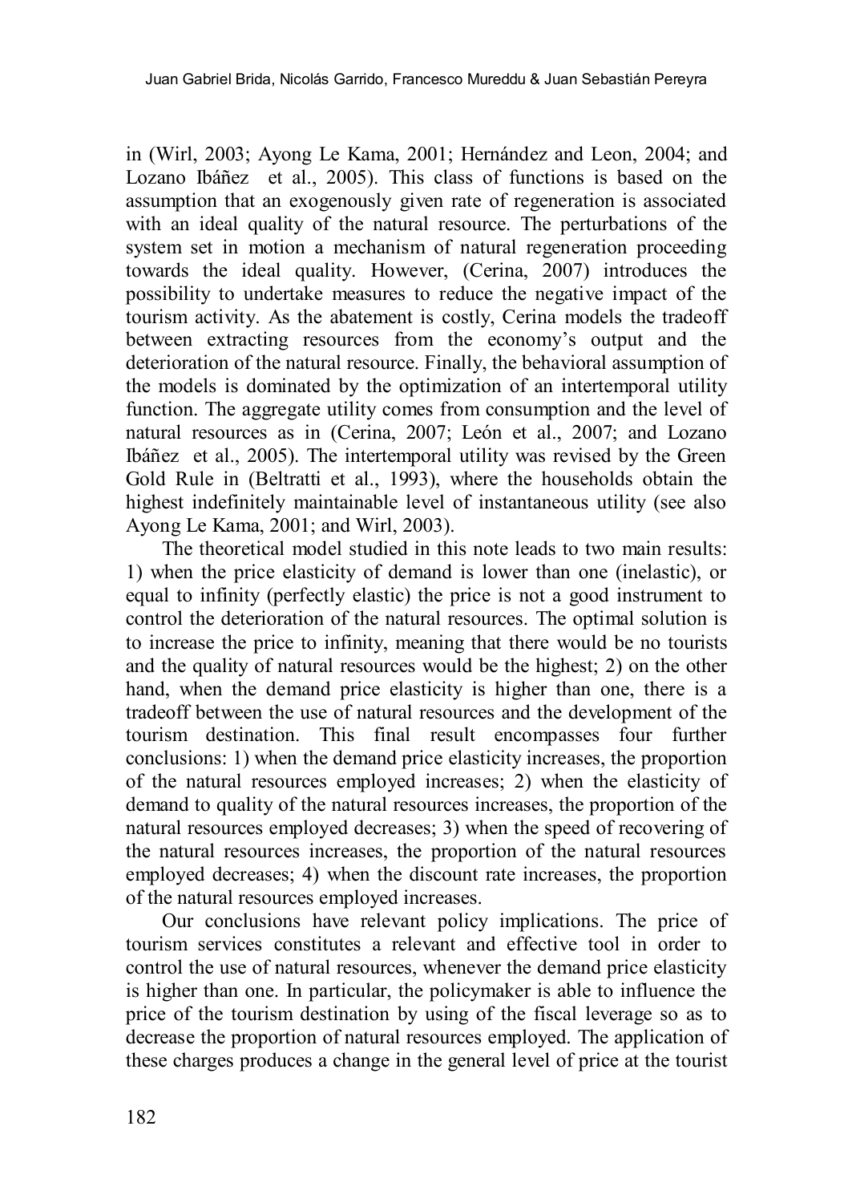in (Wirl, 2003; Ayong Le Kama, 2001; Hernández and Leon, 2004; and Lozano Ibáñez et al., 2005). This class of functions is based on the assumption that an exogenously given rate of regeneration is associated with an ideal quality of the natural resource. The perturbations of the system set in motion a mechanism of natural regeneration proceeding towards the ideal quality. However, (Cerina, 2007) introduces the possibility to undertake measures to reduce the negative impact of the tourism activity. As the abatement is costly, Cerina models the tradeoff between extracting resources from the economy's output and the deterioration of the natural resource. Finally, the behavioral assumption of the models is dominated by the optimization of an intertemporal utility function. The aggregate utility comes from consumption and the level of natural resources as in (Cerina, 2007; León et al., 2007; and Lozano Ibáñez et al., 2005). The intertemporal utility was revised by the Green Gold Rule in (Beltratti et al., 1993), where the households obtain the highest indefinitely maintainable level of instantaneous utility (see also Ayong Le Kama, 2001; and Wirl, 2003).

The theoretical model studied in this note leads to two main results: 1) when the price elasticity of demand is lower than one (inelastic), or equal to infinity (perfectly elastic) the price is not a good instrument to control the deterioration of the natural resources. The optimal solution is to increase the price to infinity, meaning that there would be no tourists and the quality of natural resources would be the highest; 2) on the other hand, when the demand price elasticity is higher than one, there is a tradeoff between the use of natural resources and the development of the tourism destination. This final result encompasses four further conclusions: 1) when the demand price elasticity increases, the proportion of the natural resources employed increases; 2) when the elasticity of demand to quality of the natural resources increases, the proportion of the natural resources employed decreases; 3) when the speed of recovering of the natural resources increases, the proportion of the natural resources employed decreases; 4) when the discount rate increases, the proportion of the natural resources employed increases.

Our conclusions have relevant policy implications. The price of tourism services constitutes a relevant and effective tool in order to control the use of natural resources, whenever the demand price elasticity is higher than one. In particular, the policymaker is able to influence the price of the tourism destination by using of the fiscal leverage so as to decrease the proportion of natural resources employed. The application of these charges produces a change in the general level of price at the tourist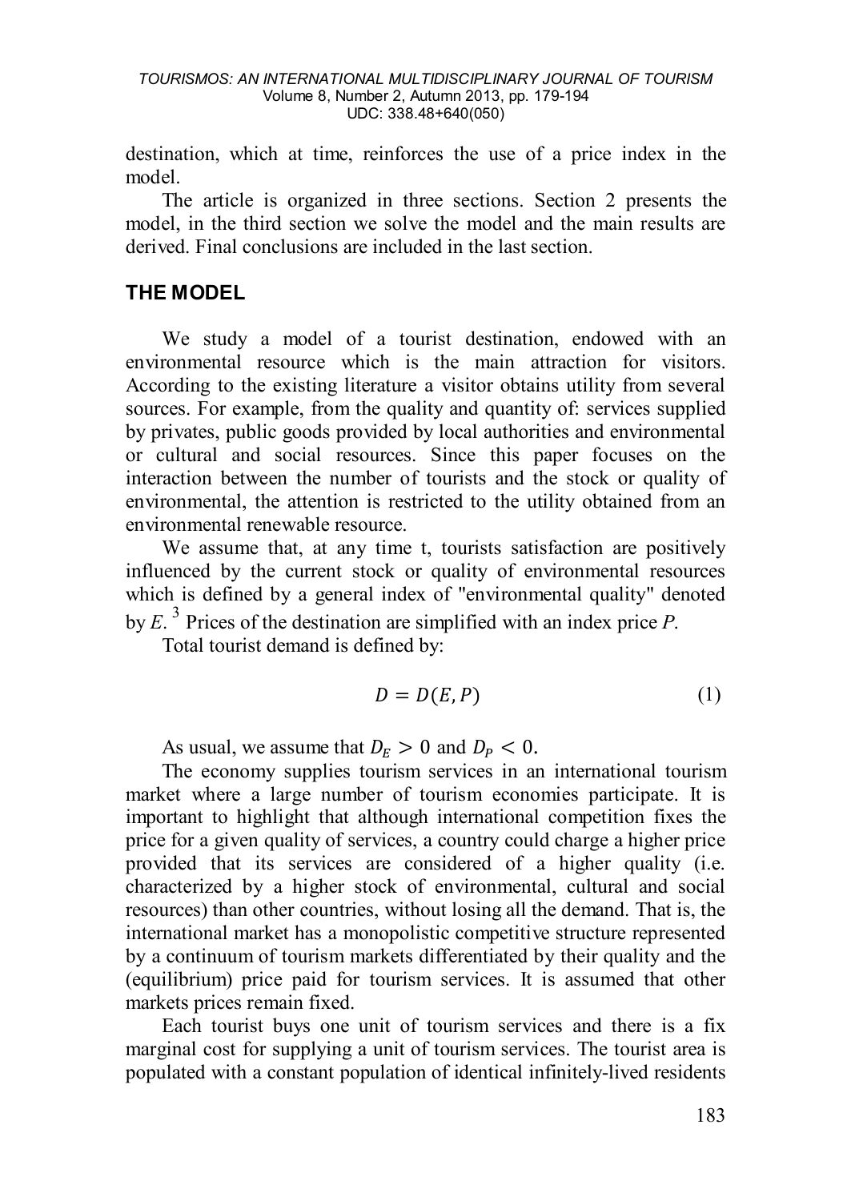destination, which at time, reinforces the use of a price index in the model.

The article is organized in three sections. Section 2 presents the model, in the third section we solve the model and the main results are derived. Final conclusions are included in the last section.

## THE MODEL

We study a model of a tourist destination, endowed with an environmental resource which is the main attraction for visitors. According to the existing literature a visitor obtains utility from several sources. For example, from the quality and quantity of: services supplied by privates, public goods provided by local authorities and environmental or cultural and social resources. Since this paper focuses on the interaction between the number of tourists and the stock or quality of environmental, the attention is restricted to the utility obtained from an environmental renewable resource.

We assume that, at any time t, tourists satisfaction are positively influenced by the current stock or quality of environmental resources which is defined by a general index of "environmental quality" denoted by *E*.[3] Prices of the destination are simplified with an index price *P*.

Total tourist demand is defined by:

$$D = D(E, P) \tag{1}$$

As usual, we assume that $D_E > 0$ and $D_P < 0$.

The economy supplies tourism services in an international tourism market where a large number of tourism economies participate. It is important to highlight that although international competition fixes the price for a given quality of services, a country could charge a higher price provided that its services are considered of a higher quality (i.e. characterized by a higher stock of environmental, cultural and social resources) than other countries, without losing all the demand. That is, the international market has a monopolistic competitive structure represented by a continuum of tourism markets differentiated by their quality and the (equilibrium) price paid for tourism services. It is assumed that other markets prices remain fixed.

Each tourist buys one unit of tourism services and there is a fix marginal cost for supplying a unit of tourism services. The tourist area is populated with a constant population of identical infinitely-lived residents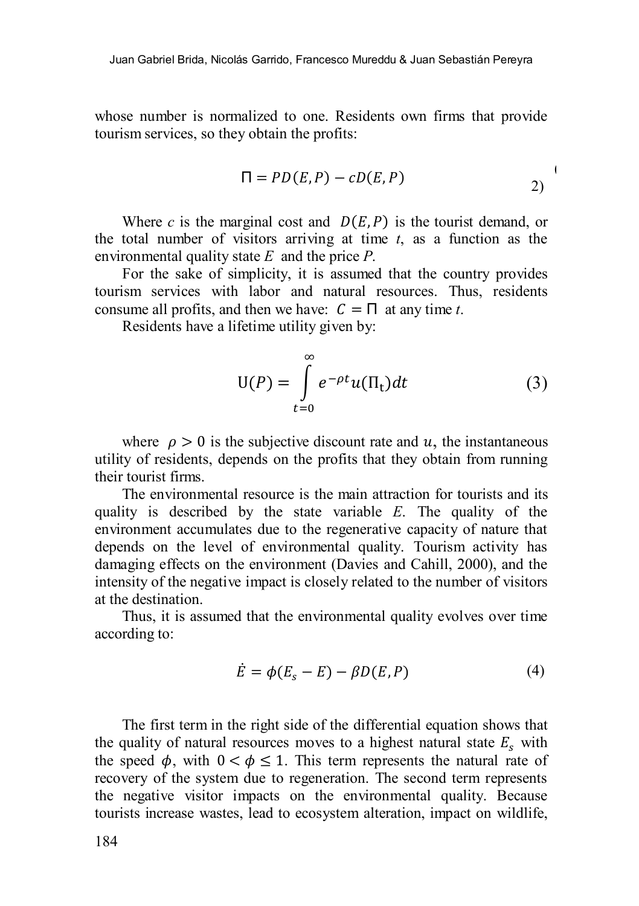whose number is normalized to one. Residents own firms that provide tourism services, so they obtain the profits:

$$\Pi = PD(E,P) - cD(E,P) \tag{2}$$

Where *c* is the marginal cost and $D(E,P)$ is the tourist demand, or the total number of visitors arriving at time *t*, as a function as the environmental quality state $E$ and the price $P$.

For the sake of simplicity, it is assumed that the country provides tourism services with labor and natural resources. Thus, residents consume all profits, and then we have: $C = \Pi$ at any time *t*.

Residents have a lifetime utility given by:

$$\mathrm{U}(P) = \int_{t=0}^{\infty} e^{-\rho t} u(\Pi_t) dt \tag{3}$$

where $\rho > 0$ is the subjective discount rate and $u$, the instantaneous utility of residents, depends on the profits that they obtain from running their tourist firms.

The environmental resource is the main attraction for tourists and its quality is described by the state variable $E$. The quality of the environment accumulates due to the regenerative capacity of nature that depends on the level of environmental quality. Tourism activity has damaging effects on the environment (Davies and Cahill, 2000), and the intensity of the negative impact is closely related to the number of visitors at the destination.

Thus, it is assumed that the environmental quality evolves over time according to:

$$\dot{E} = \phi(E_s - E) - \beta D(E,P) \tag{4}$$

The first term in the right side of the differential equation shows that the quality of natural resources moves to a highest natural state $E_s$ with the speed $\phi$, with $0 < \phi \leq 1$. This term represents the natural rate of recovery of the system due to regeneration. The second term represents the negative visitor impacts on the environmental quality. Because tourists increase wastes, lead to ecosystem alteration, impact on wildlife,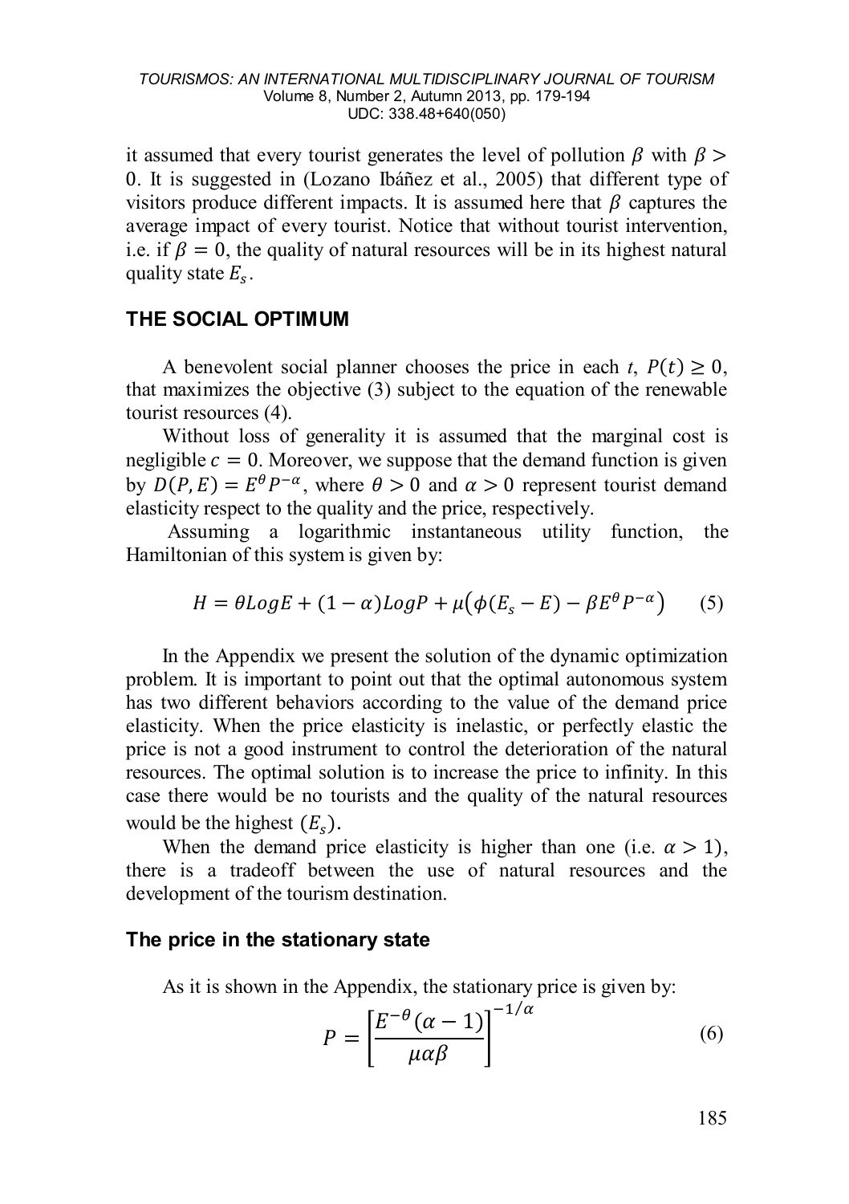it assumed that every tourist generates the level of pollution $\beta$ with $\beta > 0$. It is suggested in (Lozano Ibáñez et al., 2005) that different type of visitors produce different impacts. It is assumed here that $\beta$ captures the average impact of every tourist. Notice that without tourist intervention, i.e. if $\beta = 0$, the quality of natural resources will be in its highest natural quality state $E_s$.

## THE SOCIAL OPTIMUM

A benevolent social planner chooses the price in each $t$, $P(t) \geq 0$, that maximizes the objective (3) subject to the equation of the renewable tourist resources (4).

Without loss of generality it is assumed that the marginal cost is negligible $c = 0$. Moreover, we suppose that the demand function is given by $D(P,E) = E^{\theta}P^{-\alpha}$, where $\theta > 0$ and $\alpha > 0$ represent tourist demand elasticity respect to the quality and the price, respectively.

Assuming a logarithmic instantaneous utility function, the Hamiltonian of this system is given by:

$$H = \theta Log E + (1-\alpha) Log P + \mu\left(\phi(E_s - E) - \beta E^{\theta}P^{-\alpha}\right) \quad (5)$$

In the Appendix we present the solution of the dynamic optimization problem. It is important to point out that the optimal autonomous system has two different behaviors according to the value of the demand price elasticity. When the price elasticity is inelastic, or perfectly elastic the price is not a good instrument to control the deterioration of the natural resources. The optimal solution is to increase the price to infinity. In this case there would be no tourists and the quality of the natural resources would be the highest $(E_s)$.

When the demand price elasticity is higher than one (i.e. $\alpha > 1$), there is a tradeoff between the use of natural resources and the development of the tourism destination.

### The price in the stationary state

As it is shown in the Appendix, the stationary price is given by:

$$P = \left[\frac{E^{-\theta}(\alpha - 1)}{\mu\alpha\beta}\right]^{-1/\alpha} \quad (6)$$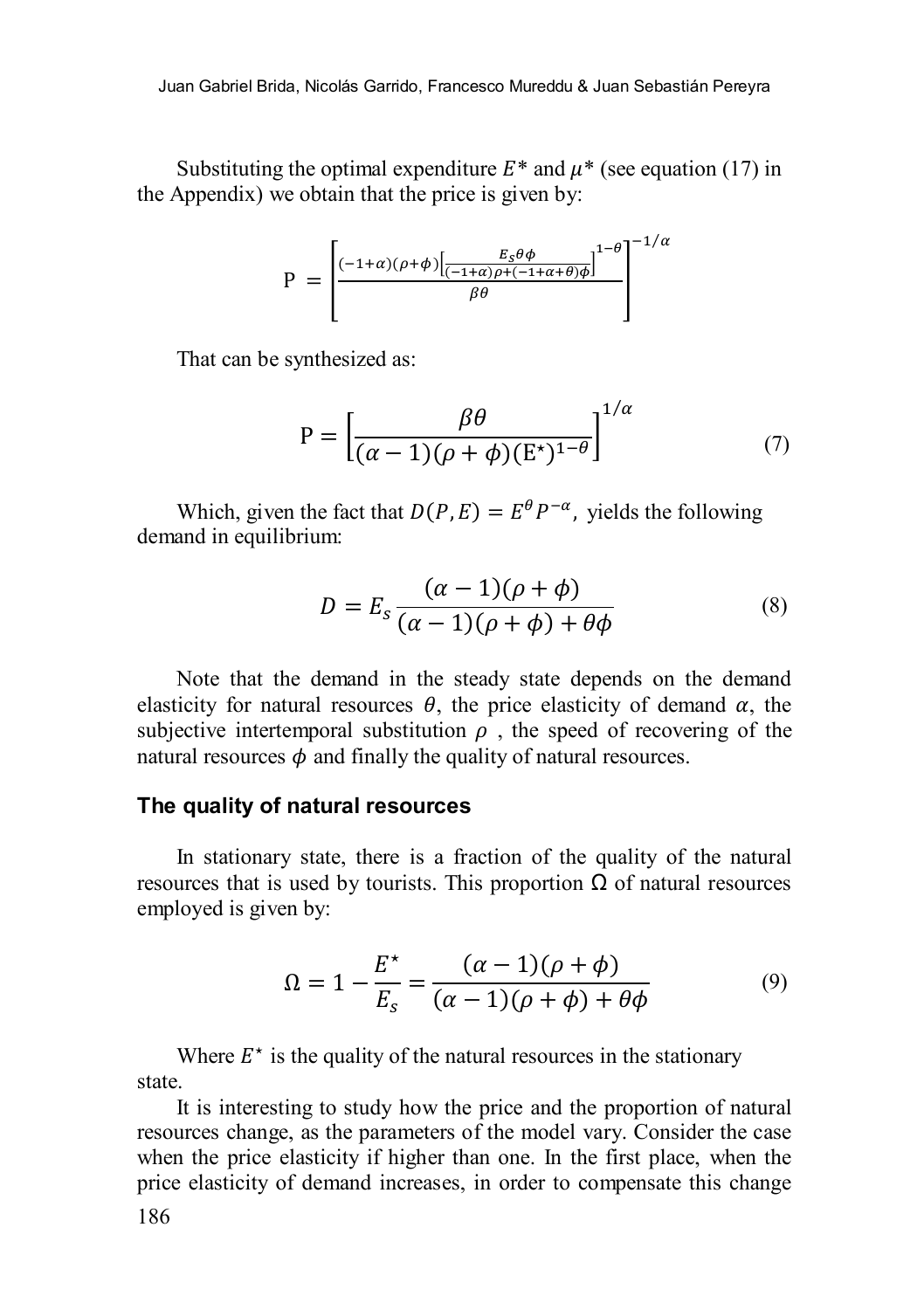Substituting the optimal expenditure $E^*$ and $\mu^*$ (see equation (17) in the Appendix) we obtain that the price is given by:

$$\mathrm{P} = \left[\frac{(-1+\alpha)(\rho+\phi)\left[\frac{E_S\theta\phi}{(-1+\alpha)\rho+(-1+\alpha+\theta)\phi}\right]^{1-\theta}}{\beta\theta}\right]^{-1/\alpha}$$

That can be synthesized as:

$$\mathrm{P} = \left[\frac{\beta\theta}{(\alpha-1)(\rho+\phi)(\mathrm{E}^{\star})^{1-\theta}}\right]^{1/\alpha} \tag{7}$$

Which, given the fact that $D(P,E) = E^{\theta}P^{-\alpha}$, yields the following demand in equilibrium:

$$D = E_s \frac{(\alpha-1)(\rho+\phi)}{(\alpha-1)(\rho+\phi)+\theta\phi} \tag{8}$$

Note that the demand in the steady state depends on the demand elasticity for natural resources $\theta$, the price elasticity of demand $\alpha$, the subjective intertemporal substitution $\rho$ , the speed of recovering of the natural resources $\phi$ and finally the quality of natural resources.

### The quality of natural resources

In stationary state, there is a fraction of the quality of the natural resources that is used by tourists. This proportion $\Omega$ of natural resources employed is given by:

$$\Omega = 1 - \frac{E^{\star}}{E_s} = \frac{(\alpha-1)(\rho+\phi)}{(\alpha-1)(\rho+\phi)+\theta\phi} \tag{9}$$

Where $E^{\star}$ is the quality of the natural resources in the stationary state.

It is interesting to study how the price and the proportion of natural resources change, as the parameters of the model vary. Consider the case when the price elasticity if higher than one. In the first place, when the price elasticity of demand increases, in order to compensate this change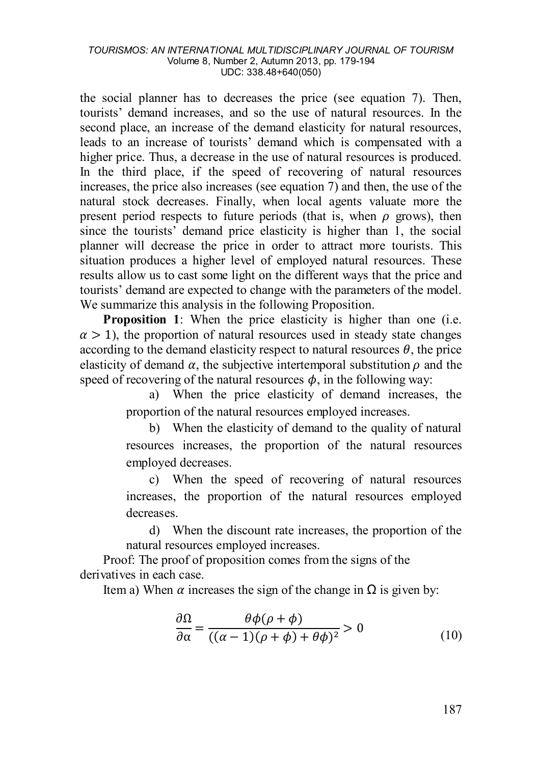the social planner has to decreases the price (see equation 7). Then, tourists' demand increases, and so the use of natural resources. In the second place, an increase of the demand elasticity for natural resources, leads to an increase of tourists' demand which is compensated with a higher price. Thus, a decrease in the use of natural resources is produced. In the third place, if the speed of recovering of natural resources increases, the price also increases (see equation 7) and then, the use of the natural stock decreases. Finally, when local agents valuate more the present period respects to future periods (that is, when $\rho$ grows), then since the tourists' demand price elasticity is higher than 1, the social planner will decrease the price in order to attract more tourists. This situation produces a higher level of employed natural resources. These results allow us to cast some light on the different ways that the price and tourists' demand are expected to change with the parameters of the model. We summarize this analysis in the following Proposition.

**Proposition 1**: When the price elasticity is higher than one (i.e. $\alpha > 1$), the proportion of natural resources used in steady state changes according to the demand elasticity respect to natural resources $\theta$, the price elasticity of demand $\alpha$, the subjective intertemporal substitution $\rho$ and the speed of recovering of the natural resources $\phi$, in the following way:

a) When the price elasticity of demand increases, the proportion of the natural resources employed increases.

b) When the elasticity of demand to the quality of natural resources increases, the proportion of the natural resources employed decreases.

c) When the speed of recovering of natural resources increases, the proportion of the natural resources employed decreases.

d) When the discount rate increases, the proportion of the natural resources employed increases.

Proof: The proof of proposition comes from the signs of the derivatives in each case.

Item a) When $\alpha$ increases the sign of the change in $\Omega$ is given by:

$$\frac{\partial \Omega}{\partial \alpha} = \frac{\theta\phi(\rho + \phi)}{((\alpha - 1)(\rho + \phi) + \theta\phi)^2} > 0 \tag{10}$$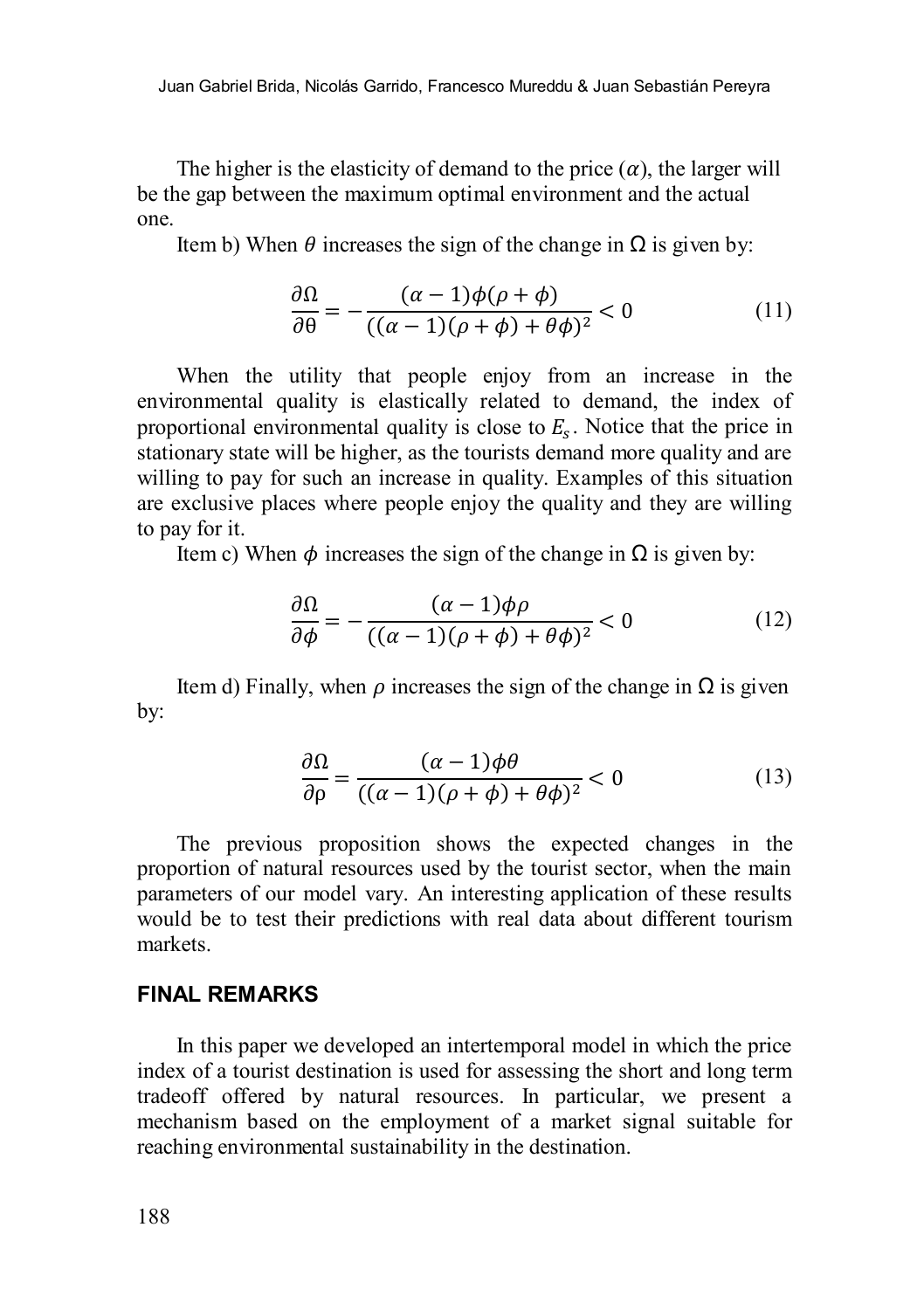The higher is the elasticity of demand to the price ($\alpha$), the larger will be the gap between the maximum optimal environment and the actual one.

Item b) When $\theta$ increases the sign of the change in $\Omega$ is given by:

$$\frac{\partial \Omega}{\partial \theta} = -\frac{(\alpha - 1)\phi(\rho + \phi)}{((\alpha - 1)(\rho + \phi) + \theta\phi)^2} < 0 \tag{11}$$

When the utility that people enjoy from an increase in the environmental quality is elastically related to demand, the index of proportional environmental quality is close to $E_s$. Notice that the price in stationary state will be higher, as the tourists demand more quality and are willing to pay for such an increase in quality. Examples of this situation are exclusive places where people enjoy the quality and they are willing to pay for it.

Item c) When $\phi$ increases the sign of the change in $\Omega$ is given by:

$$\frac{\partial \Omega}{\partial \phi} = -\frac{(\alpha - 1)\phi\rho}{((\alpha - 1)(\rho + \phi) + \theta\phi)^2} < 0 \tag{12}$$

Item d) Finally, when $\rho$ increases the sign of the change in $\Omega$ is given by:

$$\frac{\partial \Omega}{\partial \rho} = \frac{(\alpha - 1)\phi\theta}{((\alpha - 1)(\rho + \phi) + \theta\phi)^2} < 0 \tag{13}$$

The previous proposition shows the expected changes in the proportion of natural resources used by the tourist sector, when the main parameters of our model vary. An interesting application of these results would be to test their predictions with real data about different tourism markets.

## FINAL REMARKS

In this paper we developed an intertemporal model in which the price index of a tourist destination is used for assessing the short and long term tradeoff offered by natural resources. In particular, we present a mechanism based on the employment of a market signal suitable for reaching environmental sustainability in the destination.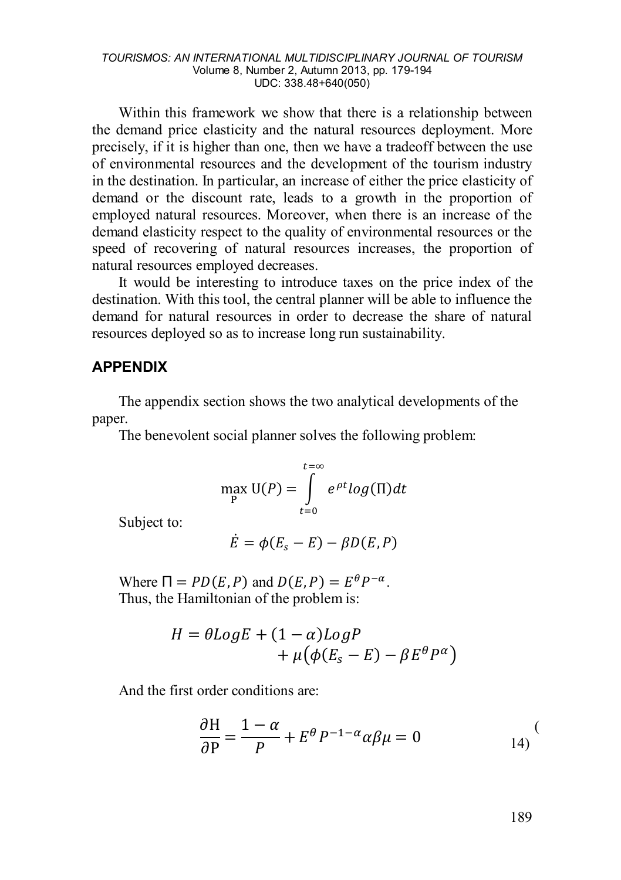Within this framework we show that there is a relationship between the demand price elasticity and the natural resources deployment. More precisely, if it is higher than one, then we have a tradeoff between the use of environmental resources and the development of the tourism industry in the destination. In particular, an increase of either the price elasticity of demand or the discount rate, leads to a growth in the proportion of employed natural resources. Moreover, when there is an increase of the demand elasticity respect to the quality of environmental resources or the speed of recovering of natural resources increases, the proportion of natural resources employed decreases.

It would be interesting to introduce taxes on the price index of the destination. With this tool, the central planner will be able to influence the demand for natural resources in order to decrease the share of natural resources deployed so as to increase long run sustainability.

## APPENDIX

The appendix section shows the two analytical developments of the paper.

The benevolent social planner solves the following problem:

$$\max_{\mathrm{P}} \mathrm{U}(P) = \int_{t=0}^{t=\infty} e^{\rho t} log(\Pi) dt$$

Subject to:

$$\dot{E} = \phi(E_s - E) - \beta D(E, P)$$

Where $\Pi = PD(E, P)$ and $D(E, P) = E^{\theta} P^{-\alpha}$.
Thus, the Hamiltonian of the problem is:

$$H = \theta Log E + (1-\alpha) Log P + \mu\big(\phi(E_s - E) - \beta E^{\theta} P^{\alpha}\big)$$

And the first order conditions are:

$$\frac{\partial \mathrm{H}}{\partial \mathrm{P}} = \frac{1-\alpha}{P} + E^{\theta} P^{-1-\alpha} \alpha \beta \mu = 0 \tag{14}$$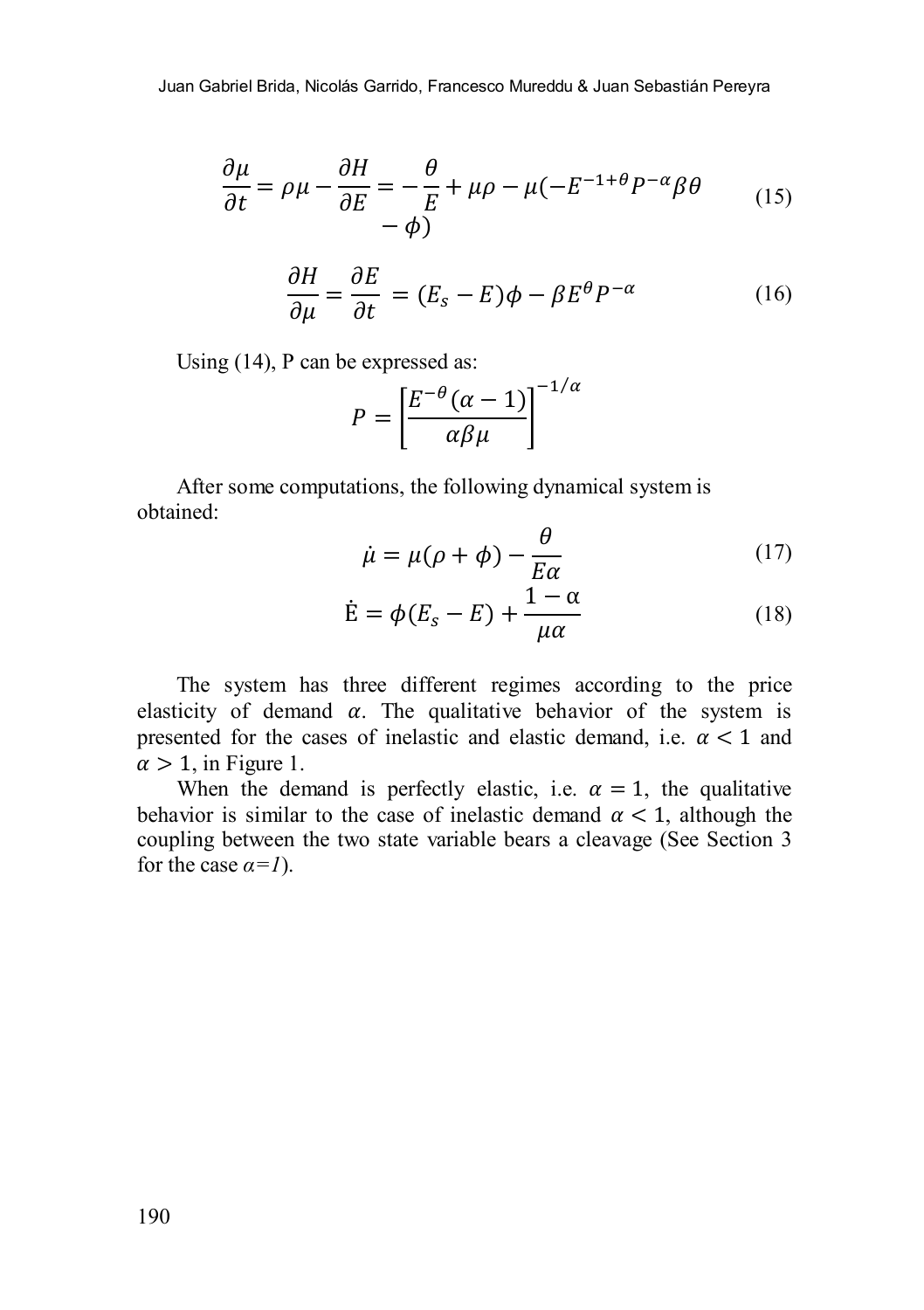$$\frac{\partial \mu}{\partial t} = \rho\mu - \frac{\partial H}{\partial E} = -\frac{\theta}{E} + \mu\rho - \mu(-E^{-1+\theta}P^{-\alpha}\beta\theta - \phi) \tag{15}$$

$$\frac{\partial H}{\partial \mu} = \frac{\partial E}{\partial t} = (E_s - E)\phi - \beta E^{\theta}P^{-\alpha} \tag{16}$$

Using (14), P can be expressed as:

$$P = \left[\frac{E^{-\theta}(\alpha - 1)}{\alpha\beta\mu}\right]^{-1/\alpha}$$

After some computations, the following dynamical system is obtained:

$$\dot{\mu} = \mu(\rho + \phi) - \frac{\theta}{E\alpha} \tag{17}$$

$$\dot{E} = \phi(E_s - E) + \frac{1 - \alpha}{\mu\alpha} \tag{18}$$

The system has three different regimes according to the price elasticity of demand $\alpha$. The qualitative behavior of the system is presented for the cases of inelastic and elastic demand, i.e. $\alpha < 1$ and $\alpha > 1$, in Figure 1.

When the demand is perfectly elastic, i.e. $\alpha = 1$, the qualitative behavior is similar to the case of inelastic demand $\alpha < 1$, although the coupling between the two state variable bears a cleavage (See Section 3 for the case *α=1*).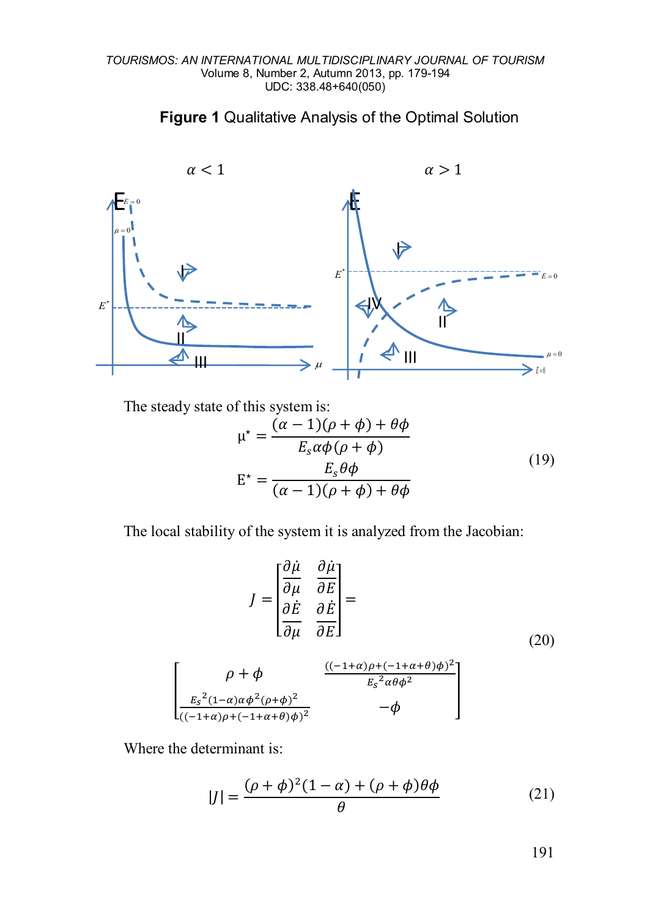**Figure 1** Qualitative Analysis of the Optimal Solution

The steady state of this system is:

$$\mu^{\star} = \frac{(\alpha-1)(\rho+\phi)+\theta\phi}{E_s\alpha\phi(\rho+\phi)}$$
$$E^{\star} = \frac{E_s\theta\phi}{(\alpha-1)(\rho+\phi)+\theta\phi} \tag{19}$$

The local stability of the system it is analyzed from the Jacobian:

$$J = \begin{bmatrix} \frac{\partial\dot{\mu}}{\partial\mu} & \frac{\partial\dot{\mu}}{\partial E} \\ \frac{\partial\dot{E}}{\partial\mu} & \frac{\partial\dot{E}}{\partial E} \end{bmatrix} = \tag{20}$$

$$\begin{bmatrix} \rho+\phi & \frac{((-1+\alpha)\rho+(-1+\alpha+\theta)\phi)^2}{E_s{}^2\alpha\theta\phi^2} \\ \frac{E_s{}^2(1-\alpha)\alpha\phi^2(\rho+\phi)^2}{((-1+\alpha)\rho+(-1+\alpha+\theta)\phi)^2} & -\phi \end{bmatrix}$$

Where the determinant is:

$$|J| = \frac{(\rho+\phi)^2(1-\alpha)+(\rho+\phi)\theta\phi}{\theta} \tag{21}$$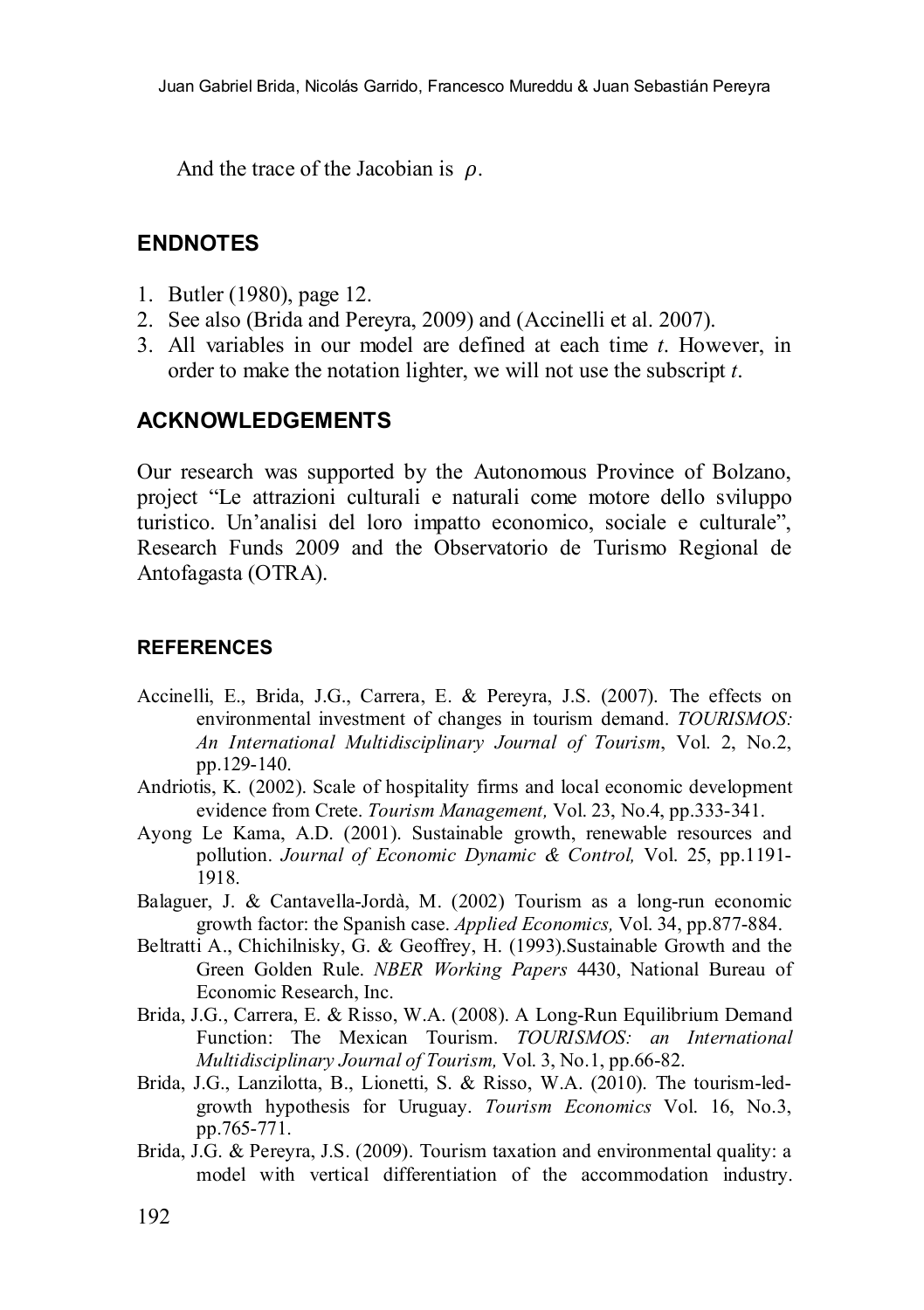And the trace of the Jacobian is $\rho$.

## ENDNOTES

1. Butler (1980), page 12.
2. See also (Brida and Pereyra, 2009) and (Accinelli et al. 2007).
3. All variables in our model are defined at each time *t*. However, in order to make the notation lighter, we will not use the subscript *t*.

## ACKNOWLEDGEMENTS

Our research was supported by the Autonomous Province of Bolzano, project "Le attrazioni culturali e naturali come motore dello sviluppo turistico. Un'analisi del loro impatto economico, sociale e culturale", Research Funds 2009 and the Observatorio de Turismo Regional de Antofagasta (OTRA).

## REFERENCES

Accinelli, E., Brida, J.G., Carrera, E. & Pereyra, J.S. (2007). The effects on environmental investment of changes in tourism demand. *TOURISMOS: An International Multidisciplinary Journal of Tourism*, Vol. 2, No.2, pp.129-140.

Andriotis, K. (2002). Scale of hospitality firms and local economic development evidence from Crete. *Tourism Management,* Vol. 23, No.4, pp.333-341.

Ayong Le Kama, A.D. (2001). Sustainable growth, renewable resources and pollution. *Journal of Economic Dynamic & Control,* Vol. 25, pp.1191-1918.

Balaguer, J. & Cantavella-Jordà, M. (2002) Tourism as a long-run economic growth factor: the Spanish case. *Applied Economics,* Vol. 34, pp.877-884.

Beltratti A., Chichilnisky, G. & Geoffrey, H. (1993).Sustainable Growth and the Green Golden Rule. *NBER Working Papers* 4430, National Bureau of Economic Research, Inc.

Brida, J.G., Carrera, E. & Risso, W.A. (2008). A Long-Run Equilibrium Demand Function: The Mexican Tourism. *TOURISMOS: an International Multidisciplinary Journal of Tourism,* Vol. 3, No.1, pp.66-82.

Brida, J.G., Lanzilotta, B., Lionetti, S. & Risso, W.A. (2010). The tourism-led-growth hypothesis for Uruguay. *Tourism Economics* Vol. 16, No.3, pp.765-771.

Brida, J.G. & Pereyra, J.S. (2009). Tourism taxation and environmental quality: a model with vertical differentiation of the accommodation industry.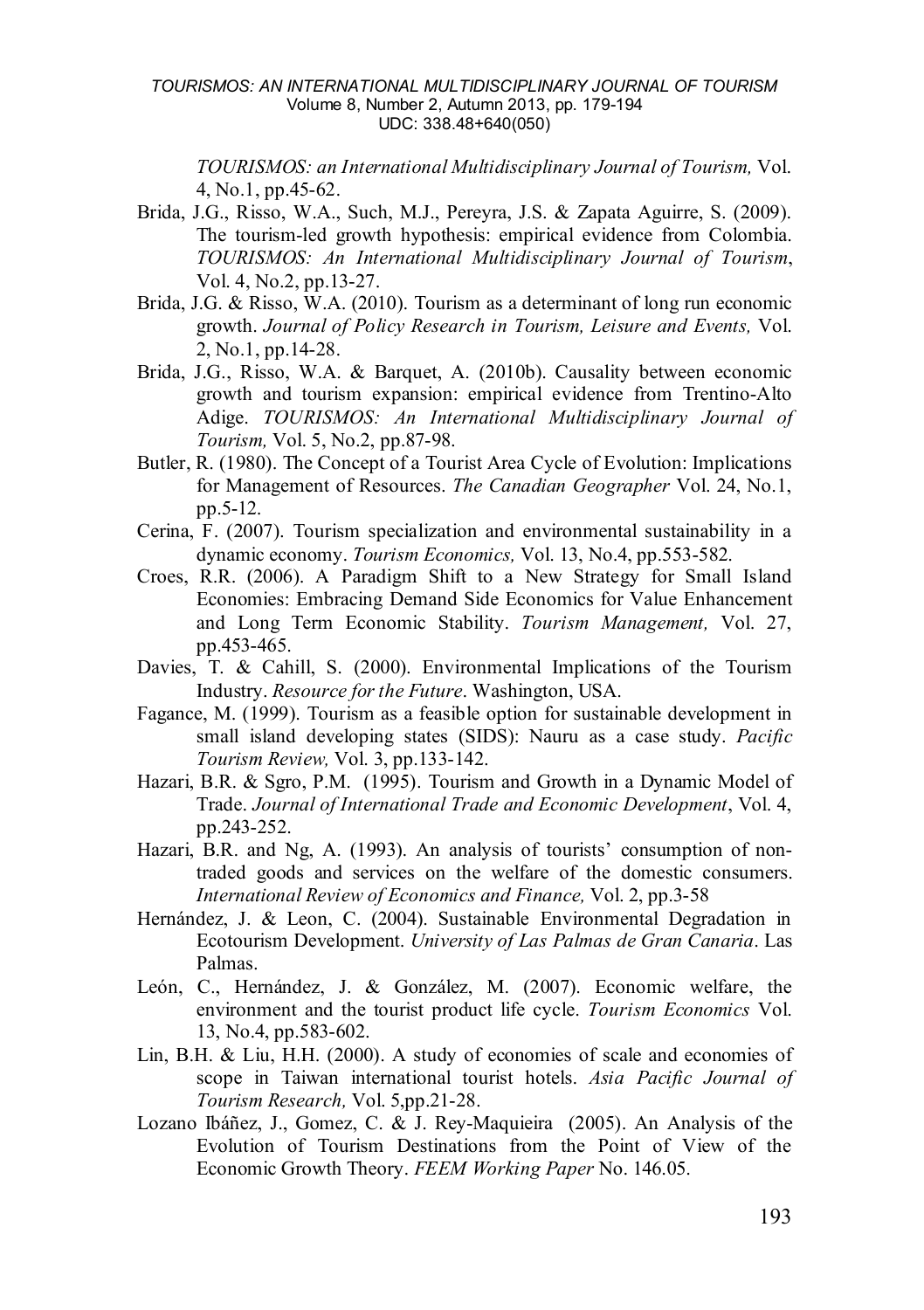*TOURISMOS: an International Multidisciplinary Journal of Tourism,* Vol. 4, No.1, pp.45-62.

Brida, J.G., Risso, W.A., Such, M.J., Pereyra, J.S. & Zapata Aguirre, S. (2009). The tourism-led growth hypothesis: empirical evidence from Colombia. *TOURISMOS: An International Multidisciplinary Journal of Tourism*, Vol. 4, No.2, pp.13-27.

Brida, J.G. & Risso, W.A. (2010). Tourism as a determinant of long run economic growth. *Journal of Policy Research in Tourism, Leisure and Events,* Vol. 2, No.1, pp.14-28.

Brida, J.G., Risso, W.A. & Barquet, A. (2010b). Causality between economic growth and tourism expansion: empirical evidence from Trentino-Alto Adige. *TOURISMOS: An International Multidisciplinary Journal of Tourism,* Vol. 5, No.2, pp.87-98.

Butler, R. (1980). The Concept of a Tourist Area Cycle of Evolution: Implications for Management of Resources. *The Canadian Geographer* Vol. 24, No.1, pp.5-12.

Cerina, F. (2007). Tourism specialization and environmental sustainability in a dynamic economy. *Tourism Economics,* Vol. 13, No.4, pp.553-582.

Croes, R.R. (2006). A Paradigm Shift to a New Strategy for Small Island Economies: Embracing Demand Side Economics for Value Enhancement and Long Term Economic Stability. *Tourism Management,* Vol. 27, pp.453-465.

Davies, T. & Cahill, S. (2000). Environmental Implications of the Tourism Industry. *Resource for the Future*. Washington, USA.

Fagance, M. (1999). Tourism as a feasible option for sustainable development in small island developing states (SIDS): Nauru as a case study. *Pacific Tourism Review,* Vol. 3, pp.133-142.

Hazari, B.R. & Sgro, P.M. (1995). Tourism and Growth in a Dynamic Model of Trade. *Journal of International Trade and Economic Development*, Vol. 4, pp.243-252.

Hazari, B.R. and Ng, A. (1993). An analysis of tourists' consumption of non-traded goods and services on the welfare of the domestic consumers. *International Review of Economics and Finance,* Vol. 2, pp.3-58

Hernández, J. & Leon, C. (2004). Sustainable Environmental Degradation in Ecotourism Development. *University of Las Palmas de Gran Canaria*. Las Palmas.

León, C., Hernández, J. & González, M. (2007). Economic welfare, the environment and the tourist product life cycle. *Tourism Economics* Vol. 13, No.4, pp.583-602.

Lin, B.H. & Liu, H.H. (2000). A study of economies of scale and economies of scope in Taiwan international tourist hotels. *Asia Pacific Journal of Tourism Research,* Vol. 5,pp.21-28.

Lozano Ibáñez, J., Gomez, C. & J. Rey-Maquieira (2005). An Analysis of the Evolution of Tourism Destinations from the Point of View of the Economic Growth Theory. *FEEM Working Paper* No. 146.05.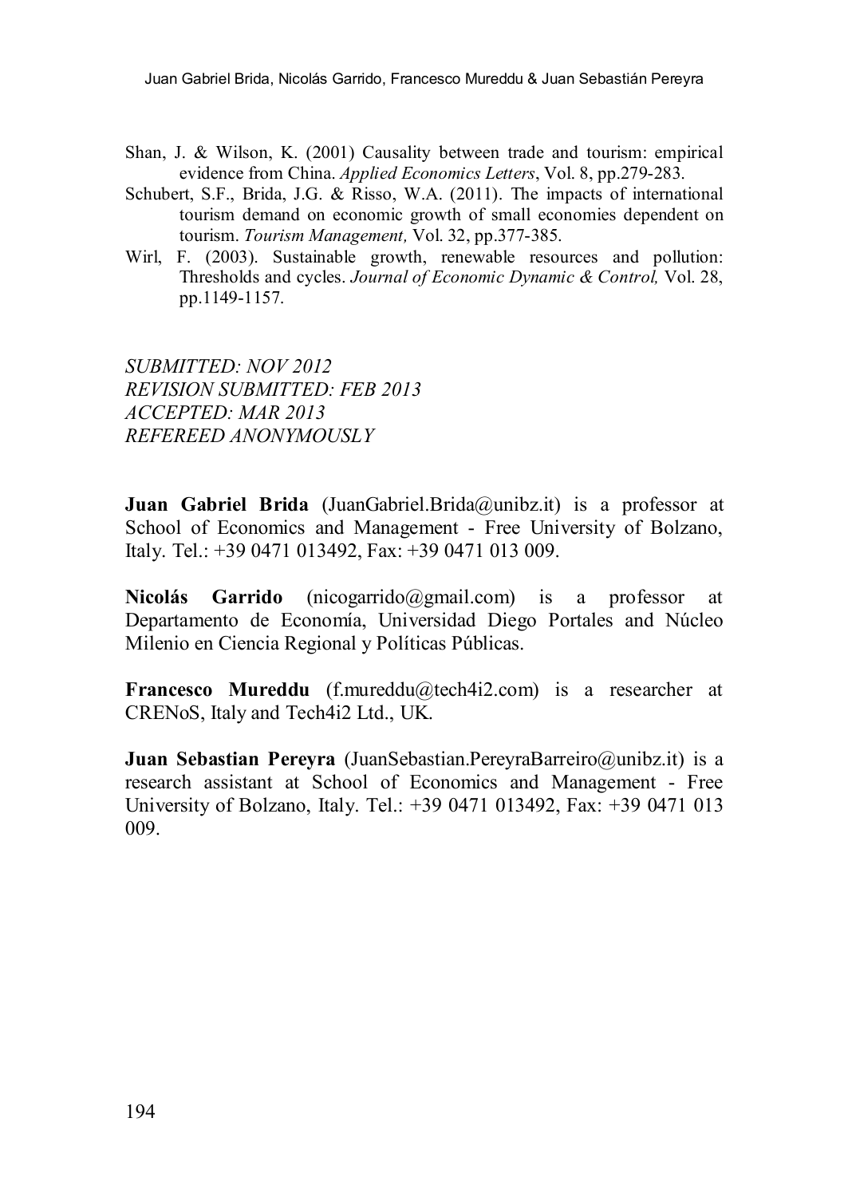Shan, J. & Wilson, K. (2001) Causality between trade and tourism: empirical evidence from China. *Applied Economics Letters*, Vol. 8, pp.279-283.

Schubert, S.F., Brida, J.G. & Risso, W.A. (2011). The impacts of international tourism demand on economic growth of small economies dependent on tourism. *Tourism Management,* Vol. 32, pp.377-385.

Wirl, F. (2003). Sustainable growth, renewable resources and pollution: Thresholds and cycles. *Journal of Economic Dynamic & Control,* Vol. 28, pp.1149-1157.

*SUBMITTED: NOV 2012*
*REVISION SUBMITTED: FEB 2013*
*ACCEPTED: MAR 2013*
*REFEREED ANONYMOUSLY*

**Juan Gabriel Brida** (JuanGabriel.Brida@unibz.it) is a professor at School of Economics and Management - Free University of Bolzano, Italy. Tel.: +39 0471 013492, Fax: +39 0471 013 009.

**Nicolás Garrido** (nicogarrido@gmail.com) is a professor at Departamento de Economía, Universidad Diego Portales and Núcleo Milenio en Ciencia Regional y Políticas Públicas.

**Francesco Mureddu** (f.mureddu@tech4i2.com) is a researcher at CRENoS, Italy and Tech4i2 Ltd., UK.

**Juan Sebastian Pereyra** (JuanSebastian.PereyraBarreiro@unibz.it) is a research assistant at School of Economics and Management - Free University of Bolzano, Italy. Tel.: +39 0471 013492, Fax: +39 0471 013 009.